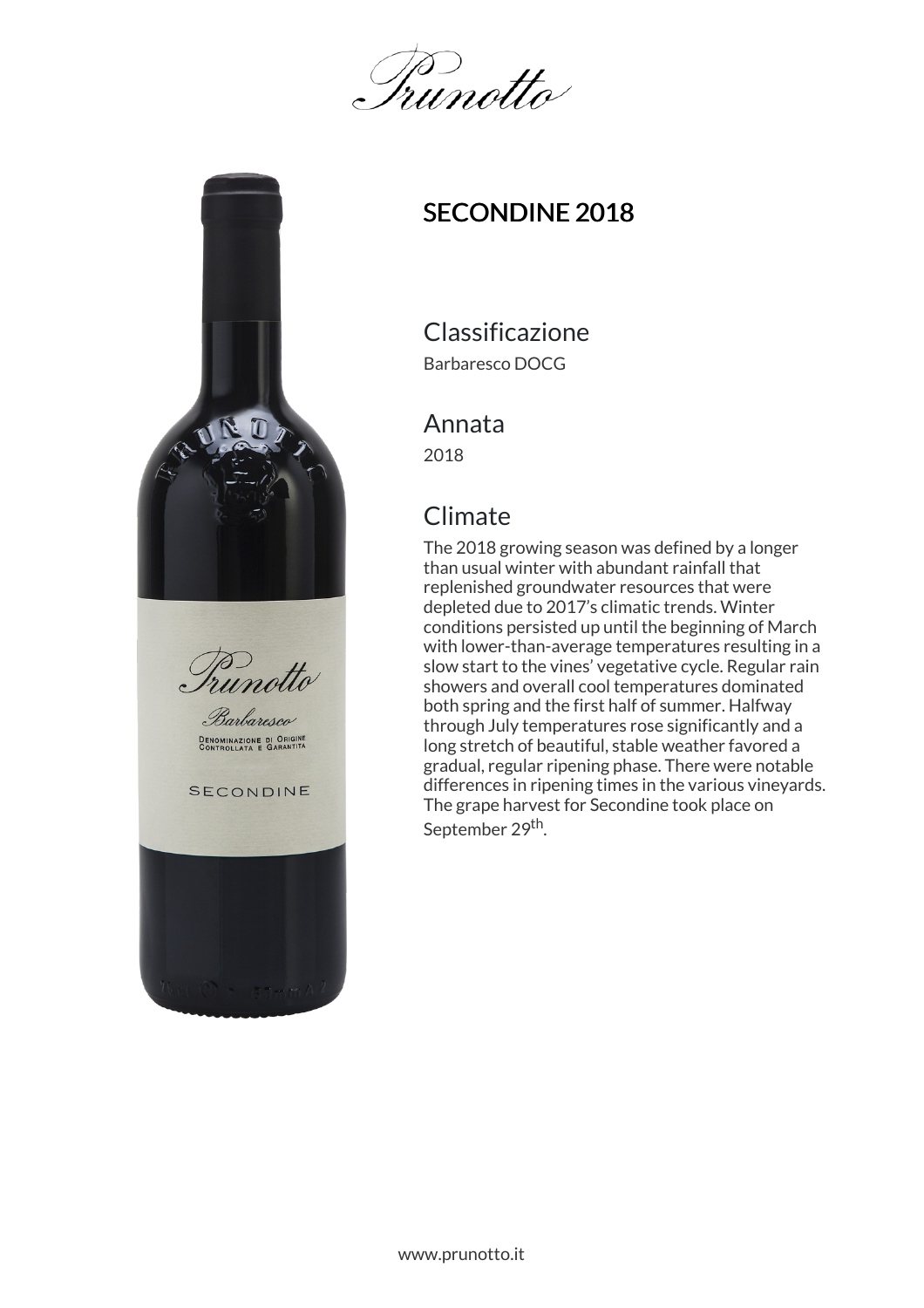Prunotto

## SECONDINE 2018

### Classificazione

Barbaresco DOCG

### Annata

2018

### Climate

The 2018 growing season was defined by a longer than usual winter with abundant rainfall that replenished groundwater resources that were depleted due to 2017's climatic trends. Winter conditions persisted up until the beginning of March with lower-than-average temperatures resulting in a slow start to the vines' vegetative cycle. Regular rain showers and overall cool temperatures dominated both spring and the first half of summer. Halfway through July temperatures rose significantly and a long stretch of beautiful, stable weather favored a gradual, regular ripening phase. There were notable differences in ripening times in the various vineyards. The grape harvest for Secondine took place on September 29th.

www.prunotto.it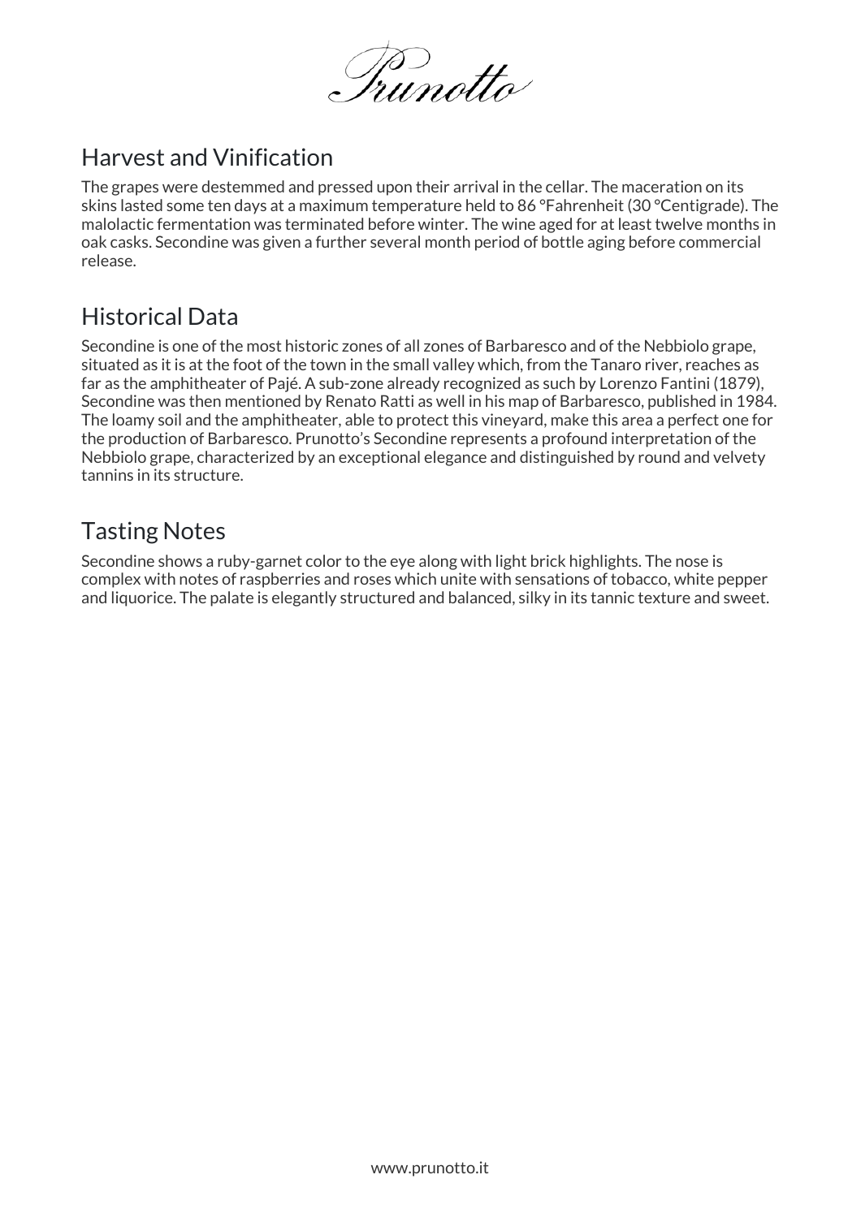## Harvest and Vinification

The grapes were destemmed and pressed upon their arrival in the cellar. The maceration on its skins lasted some ten days at a maximum temperature held to 86 °Fahrenheit (30 °Centigrade). The malolactic fermentation was terminated before winter. The wine aged for at least twelve months in oak casks. Secondine was given a further several month period of bottle aging before commercial release.

## Historical Data

Secondine is one of the most historic zones of all zones of Barbaresco and of the Nebbiolo grape, situated as it is at the foot of the town in the small valley which, from the Tanaro river, reaches as far as the amphitheater of Pajé. A sub-zone already recognized as such by Lorenzo Fantini (1879), Secondine was then mentioned by Renato Ratti as well in his map of Barbaresco, published in 1984. The loamy soil and the amphitheater, able to protect this vineyard, make this area a perfect one for the production of Barbaresco. Prunotto's Secondine represents a profound interpretation of the Nebbiolo grape, characterized by an exceptional elegance and distinguished by round and velvety tannins in its structure.

## Tasting Notes

Secondine shows a ruby-garnet color to the eye along with light brick highlights. The nose is complex with notes of raspberries and roses which unite with sensations of tobacco, white pepper and liquorice. The palate is elegantly structured and balanced, silky in its tannic texture and sweet.